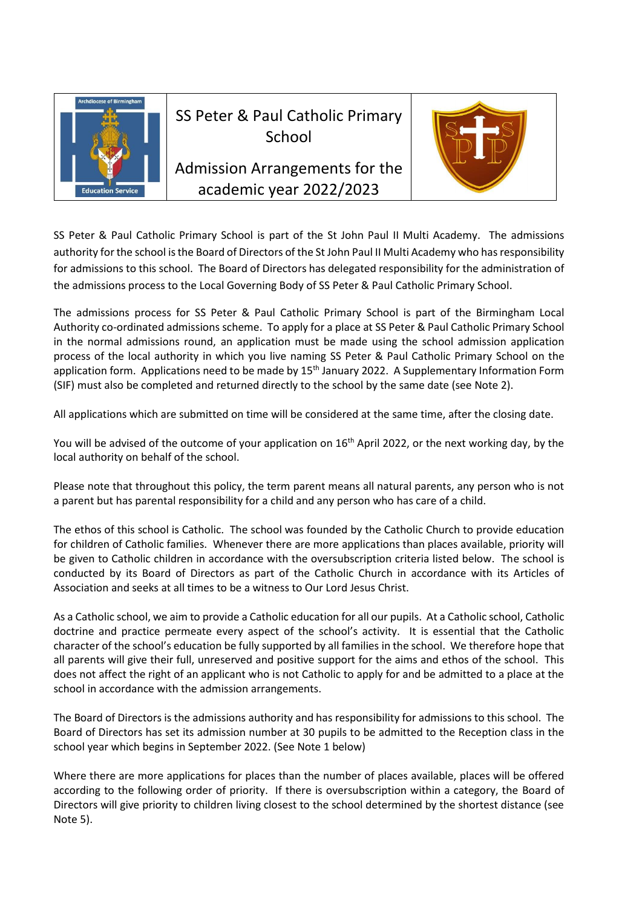# SS Peter & Paul Catholic Primary School

## Admission Arrangements for the academic year 2022/2023

SS Peter & Paul Catholic Primary School is part of the St John Paul II Multi Academy. The admissions authority for the school is the Board of Directors of the St John Paul II Multi Academy who has responsibility for admissions to this school. The Board of Directors has delegated responsibility for the administration of the admissions process to the Local Governing Body of SS Peter & Paul Catholic Primary School.

The admissions process for SS Peter & Paul Catholic Primary School is part of the Birmingham Local Authority co-ordinated admissions scheme. To apply for a place at SS Peter & Paul Catholic Primary School in the normal admissions round, an application must be made using the school admission application process of the local authority in which you live naming SS Peter & Paul Catholic Primary School on the application form. Applications need to be made by 15th January 2022. A Supplementary Information Form (SIF) must also be completed and returned directly to the school by the same date (see Note 2).

All applications which are submitted on time will be considered at the same time, after the closing date.

You will be advised of the outcome of your application on 16th April 2022, or the next working day, by the local authority on behalf of the school.

Please note that throughout this policy, the term parent means all natural parents, any person who is not a parent but has parental responsibility for a child and any person who has care of a child.

The ethos of this school is Catholic. The school was founded by the Catholic Church to provide education for children of Catholic families. Whenever there are more applications than places available, priority will be given to Catholic children in accordance with the oversubscription criteria listed below. The school is conducted by its Board of Directors as part of the Catholic Church in accordance with its Articles of Association and seeks at all times to be a witness to Our Lord Jesus Christ.

As a Catholic school, we aim to provide a Catholic education for all our pupils. At a Catholic school, Catholic doctrine and practice permeate every aspect of the school's activity. It is essential that the Catholic character of the school's education be fully supported by all families in the school. We therefore hope that all parents will give their full, unreserved and positive support for the aims and ethos of the school. This does not affect the right of an applicant who is not Catholic to apply for and be admitted to a place at the school in accordance with the admission arrangements.

The Board of Directors is the admissions authority and has responsibility for admissions to this school. The Board of Directors has set its admission number at 30 pupils to be admitted to the Reception class in the school year which begins in September 2022. (See Note 1 below)

Where there are more applications for places than the number of places available, places will be offered according to the following order of priority. If there is oversubscription within a category, the Board of Directors will give priority to children living closest to the school determined by the shortest distance (see Note 5).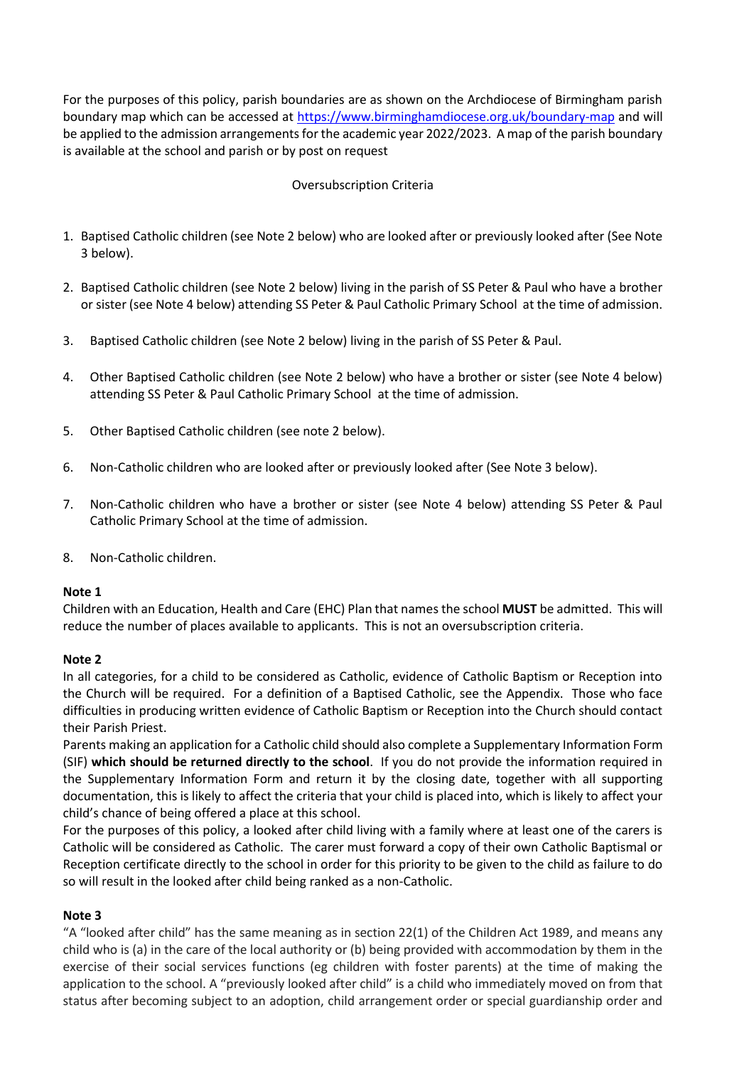For the purposes of this policy, parish boundaries are as shown on the Archdiocese of Birmingham parish boundary map which can be accessed at [https://www.birminghamdiocese.org.uk/boundary-map](https://www.birminghamdiocese.org.uk/boundary-map) and will be applied to the admission arrangements for the academic year 2022/2023. A map of the parish boundary is available at the school and parish or by post on request

Oversubscription Criteria

1. Baptised Catholic children (see Note 2 below) who are looked after or previously looked after (See Note 3 below).
2. Baptised Catholic children (see Note 2 below) living in the parish of SS Peter & Paul who have a brother or sister (see Note 4 below) attending SS Peter & Paul Catholic Primary School at the time of admission.
3. Baptised Catholic children (see Note 2 below) living in the parish of SS Peter & Paul.
4. Other Baptised Catholic children (see Note 2 below) who have a brother or sister (see Note 4 below) attending SS Peter & Paul Catholic Primary School at the time of admission.
5. Other Baptised Catholic children (see note 2 below).
6. Non-Catholic children who are looked after or previously looked after (See Note 3 below).
7. Non-Catholic children who have a brother or sister (see Note 4 below) attending SS Peter & Paul Catholic Primary School at the time of admission.
8. Non-Catholic children.

**Note 1**
Children with an Education, Health and Care (EHC) Plan that names the school **MUST** be admitted. This will reduce the number of places available to applicants. This is not an oversubscription criteria.

**Note 2**
In all categories, for a child to be considered as Catholic, evidence of Catholic Baptism or Reception into the Church will be required. For a definition of a Baptised Catholic, see the Appendix. Those who face difficulties in producing written evidence of Catholic Baptism or Reception into the Church should contact their Parish Priest.
Parents making an application for a Catholic child should also complete a Supplementary Information Form (SIF) **which should be returned directly to the school**. If you do not provide the information required in the Supplementary Information Form and return it by the closing date, together with all supporting documentation, this is likely to affect the criteria that your child is placed into, which is likely to affect your child's chance of being offered a place at this school.
For the purposes of this policy, a looked after child living with a family where at least one of the carers is Catholic will be considered as Catholic. The carer must forward a copy of their own Catholic Baptismal or Reception certificate directly to the school in order for this priority to be given to the child as failure to do so will result in the looked after child being ranked as a non-Catholic.

**Note 3**
"A "looked after child" has the same meaning as in section 22(1) of the Children Act 1989, and means any child who is (a) in the care of the local authority or (b) being provided with accommodation by them in the exercise of their social services functions (eg children with foster parents) at the time of making the application to the school. A "previously looked after child" is a child who immediately moved on from that status after becoming subject to an adoption, child arrangement order or special guardianship order and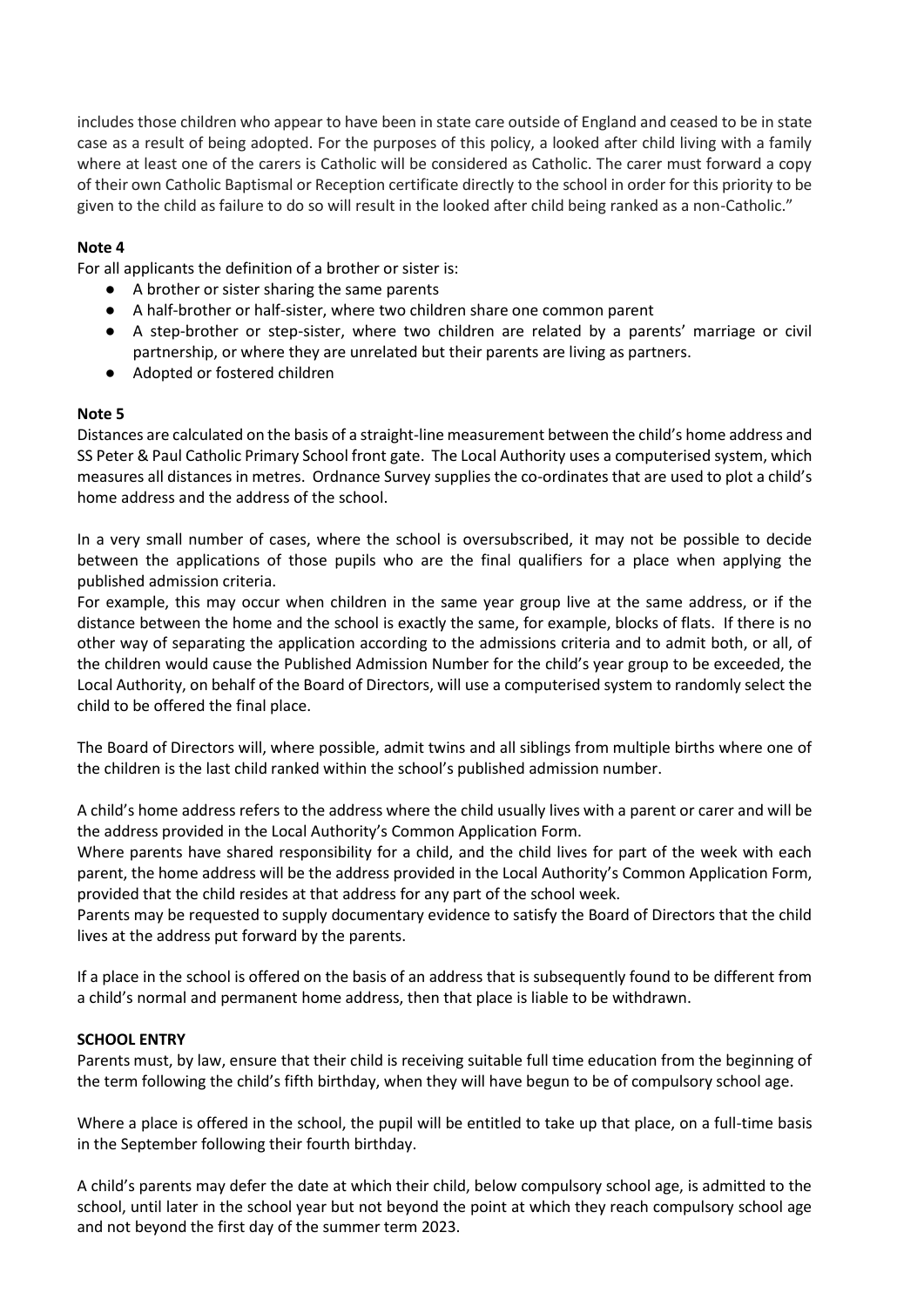includes those children who appear to have been in state care outside of England and ceased to be in state case as a result of being adopted. For the purposes of this policy, a looked after child living with a family where at least one of the carers is Catholic will be considered as Catholic. The carer must forward a copy of their own Catholic Baptismal or Reception certificate directly to the school in order for this priority to be given to the child as failure to do so will result in the looked after child being ranked as a non-Catholic."

**Note 4**

For all applicants the definition of a brother or sister is:

- A brother or sister sharing the same parents
- A half-brother or half-sister, where two children share one common parent
- A step-brother or step-sister, where two children are related by a parents' marriage or civil partnership, or where they are unrelated but their parents are living as partners.
- Adopted or fostered children

**Note 5**

Distances are calculated on the basis of a straight-line measurement between the child's home address and SS Peter & Paul Catholic Primary School front gate. The Local Authority uses a computerised system, which measures all distances in metres. Ordnance Survey supplies the co-ordinates that are used to plot a child's home address and the address of the school.

In a very small number of cases, where the school is oversubscribed, it may not be possible to decide between the applications of those pupils who are the final qualifiers for a place when applying the published admission criteria.

For example, this may occur when children in the same year group live at the same address, or if the distance between the home and the school is exactly the same, for example, blocks of flats. If there is no other way of separating the application according to the admissions criteria and to admit both, or all, of the children would cause the Published Admission Number for the child's year group to be exceeded, the Local Authority, on behalf of the Board of Directors, will use a computerised system to randomly select the child to be offered the final place.

The Board of Directors will, where possible, admit twins and all siblings from multiple births where one of the children is the last child ranked within the school's published admission number.

A child's home address refers to the address where the child usually lives with a parent or carer and will be the address provided in the Local Authority's Common Application Form.

Where parents have shared responsibility for a child, and the child lives for part of the week with each parent, the home address will be the address provided in the Local Authority's Common Application Form, provided that the child resides at that address for any part of the school week.

Parents may be requested to supply documentary evidence to satisfy the Board of Directors that the child lives at the address put forward by the parents.

If a place in the school is offered on the basis of an address that is subsequently found to be different from a child's normal and permanent home address, then that place is liable to be withdrawn.

**SCHOOL ENTRY**

Parents must, by law, ensure that their child is receiving suitable full time education from the beginning of the term following the child's fifth birthday, when they will have begun to be of compulsory school age.

Where a place is offered in the school, the pupil will be entitled to take up that place, on a full-time basis in the September following their fourth birthday.

A child's parents may defer the date at which their child, below compulsory school age, is admitted to the school, until later in the school year but not beyond the point at which they reach compulsory school age and not beyond the first day of the summer term 2023.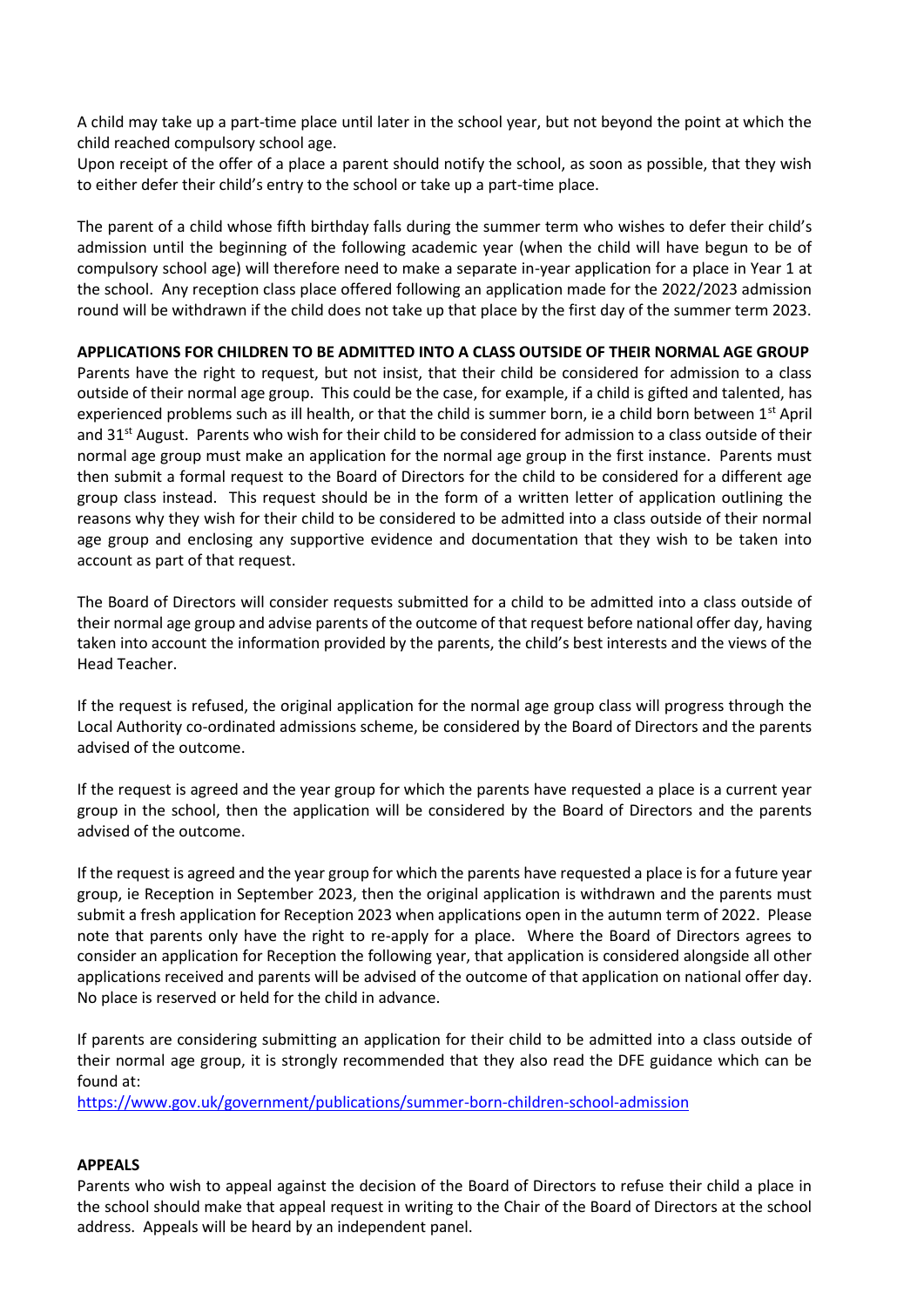A child may take up a part-time place until later in the school year, but not beyond the point at which the child reached compulsory school age.
Upon receipt of the offer of a place a parent should notify the school, as soon as possible, that they wish to either defer their child's entry to the school or take up a part-time place.

The parent of a child whose fifth birthday falls during the summer term who wishes to defer their child's admission until the beginning of the following academic year (when the child will have begun to be of compulsory school age) will therefore need to make a separate in-year application for a place in Year 1 at the school. Any reception class place offered following an application made for the 2022/2023 admission round will be withdrawn if the child does not take up that place by the first day of the summer term 2023.

**APPLICATIONS FOR CHILDREN TO BE ADMITTED INTO A CLASS OUTSIDE OF THEIR NORMAL AGE GROUP**

Parents have the right to request, but not insist, that their child be considered for admission to a class outside of their normal age group. This could be the case, for example, if a child is gifted and talented, has experienced problems such as ill health, or that the child is summer born, ie a child born between 1st April and 31st August. Parents who wish for their child to be considered for admission to a class outside of their normal age group must make an application for the normal age group in the first instance. Parents must then submit a formal request to the Board of Directors for the child to be considered for a different age group class instead. This request should be in the form of a written letter of application outlining the reasons why they wish for their child to be considered to be admitted into a class outside of their normal age group and enclosing any supportive evidence and documentation that they wish to be taken into account as part of that request.

The Board of Directors will consider requests submitted for a child to be admitted into a class outside of their normal age group and advise parents of the outcome of that request before national offer day, having taken into account the information provided by the parents, the child's best interests and the views of the Head Teacher.

If the request is refused, the original application for the normal age group class will progress through the Local Authority co-ordinated admissions scheme, be considered by the Board of Directors and the parents advised of the outcome.

If the request is agreed and the year group for which the parents have requested a place is a current year group in the school, then the application will be considered by the Board of Directors and the parents advised of the outcome.

If the request is agreed and the year group for which the parents have requested a place is for a future year group, ie Reception in September 2023, then the original application is withdrawn and the parents must submit a fresh application for Reception 2023 when applications open in the autumn term of 2022. Please note that parents only have the right to re-apply for a place. Where the Board of Directors agrees to consider an application for Reception the following year, that application is considered alongside all other applications received and parents will be advised of the outcome of that application on national offer day. No place is reserved or held for the child in advance.

If parents are considering submitting an application for their child to be admitted into a class outside of their normal age group, it is strongly recommended that they also read the DFE guidance which can be found at:
https://www.gov.uk/government/publications/summer-born-children-school-admission

**APPEALS**

Parents who wish to appeal against the decision of the Board of Directors to refuse their child a place in the school should make that appeal request in writing to the Chair of the Board of Directors at the school address. Appeals will be heard by an independent panel.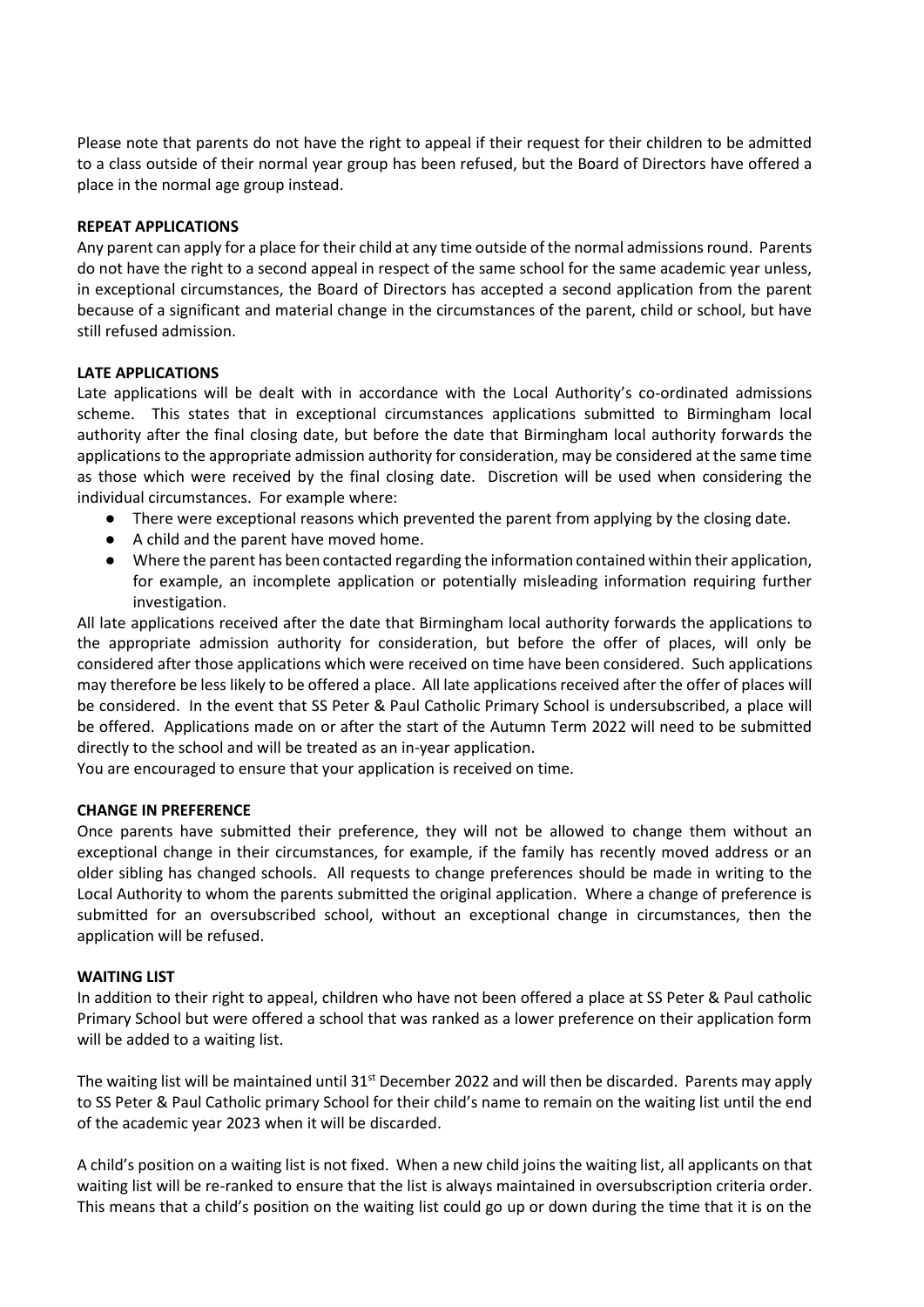Please note that parents do not have the right to appeal if their request for their children to be admitted to a class outside of their normal year group has been refused, but the Board of Directors have offered a place in the normal age group instead.

**REPEAT APPLICATIONS**

Any parent can apply for a place for their child at any time outside of the normal admissions round. Parents do not have the right to a second appeal in respect of the same school for the same academic year unless, in exceptional circumstances, the Board of Directors has accepted a second application from the parent because of a significant and material change in the circumstances of the parent, child or school, but have still refused admission.

**LATE APPLICATIONS**

Late applications will be dealt with in accordance with the Local Authority's co-ordinated admissions scheme. This states that in exceptional circumstances applications submitted to Birmingham local authority after the final closing date, but before the date that Birmingham local authority forwards the applications to the appropriate admission authority for consideration, may be considered at the same time as those which were received by the final closing date. Discretion will be used when considering the individual circumstances. For example where:

- There were exceptional reasons which prevented the parent from applying by the closing date.
- A child and the parent have moved home.
- Where the parent has been contacted regarding the information contained within their application, for example, an incomplete application or potentially misleading information requiring further investigation.

All late applications received after the date that Birmingham local authority forwards the applications to the appropriate admission authority for consideration, but before the offer of places, will only be considered after those applications which were received on time have been considered. Such applications may therefore be less likely to be offered a place. All late applications received after the offer of places will be considered. In the event that SS Peter & Paul Catholic Primary School is undersubscribed, a place will be offered. Applications made on or after the start of the Autumn Term 2022 will need to be submitted directly to the school and will be treated as an in-year application.

You are encouraged to ensure that your application is received on time.

**CHANGE IN PREFERENCE**

Once parents have submitted their preference, they will not be allowed to change them without an exceptional change in their circumstances, for example, if the family has recently moved address or an older sibling has changed schools. All requests to change preferences should be made in writing to the Local Authority to whom the parents submitted the original application. Where a change of preference is submitted for an oversubscribed school, without an exceptional change in circumstances, then the application will be refused.

**WAITING LIST**

In addition to their right to appeal, children who have not been offered a place at SS Peter & Paul catholic Primary School but were offered a school that was ranked as a lower preference on their application form will be added to a waiting list.

The waiting list will be maintained until 31st December 2022 and will then be discarded. Parents may apply to SS Peter & Paul Catholic primary School for their child's name to remain on the waiting list until the end of the academic year 2023 when it will be discarded.

A child's position on a waiting list is not fixed. When a new child joins the waiting list, all applicants on that waiting list will be re-ranked to ensure that the list is always maintained in oversubscription criteria order. This means that a child's position on the waiting list could go up or down during the time that it is on the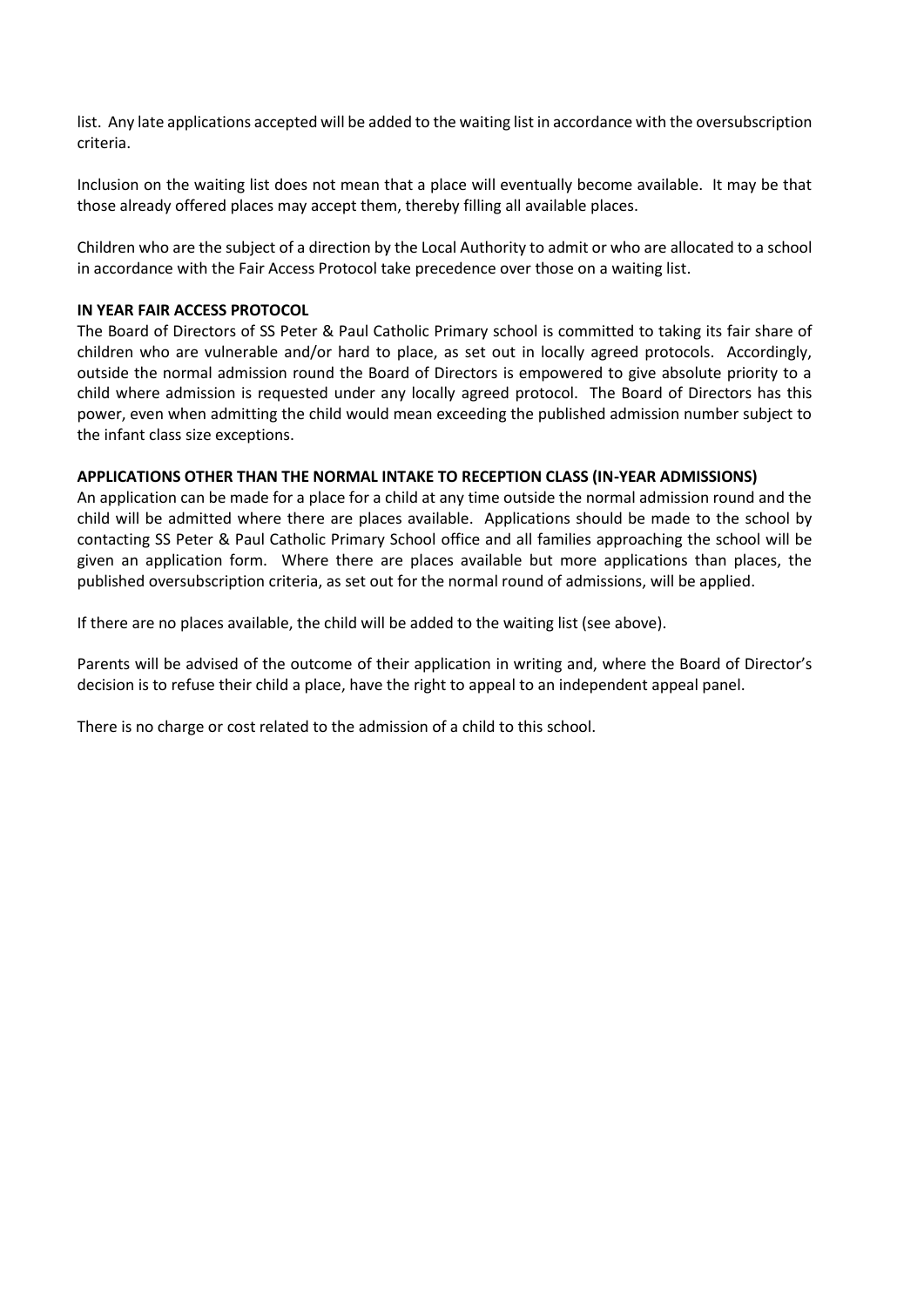list. Any late applications accepted will be added to the waiting list in accordance with the oversubscription criteria.

Inclusion on the waiting list does not mean that a place will eventually become available. It may be that those already offered places may accept them, thereby filling all available places.

Children who are the subject of a direction by the Local Authority to admit or who are allocated to a school in accordance with the Fair Access Protocol take precedence over those on a waiting list.

**IN YEAR FAIR ACCESS PROTOCOL**

The Board of Directors of SS Peter & Paul Catholic Primary school is committed to taking its fair share of children who are vulnerable and/or hard to place, as set out in locally agreed protocols. Accordingly, outside the normal admission round the Board of Directors is empowered to give absolute priority to a child where admission is requested under any locally agreed protocol. The Board of Directors has this power, even when admitting the child would mean exceeding the published admission number subject to the infant class size exceptions.

**APPLICATIONS OTHER THAN THE NORMAL INTAKE TO RECEPTION CLASS (IN-YEAR ADMISSIONS)**

An application can be made for a place for a child at any time outside the normal admission round and the child will be admitted where there are places available. Applications should be made to the school by contacting SS Peter & Paul Catholic Primary School office and all families approaching the school will be given an application form. Where there are places available but more applications than places, the published oversubscription criteria, as set out for the normal round of admissions, will be applied.

If there are no places available, the child will be added to the waiting list (see above).

Parents will be advised of the outcome of their application in writing and, where the Board of Director's decision is to refuse their child a place, have the right to appeal to an independent appeal panel.

There is no charge or cost related to the admission of a child to this school.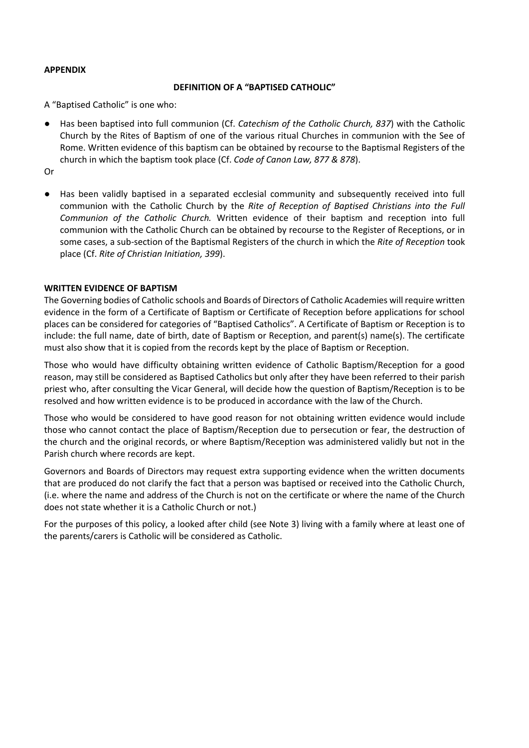**APPENDIX**

**DEFINITION OF A "BAPTISED CATHOLIC"**

A "Baptised Catholic" is one who:

- Has been baptised into full communion (Cf. *Catechism of the Catholic Church, 837*) with the Catholic Church by the Rites of Baptism of one of the various ritual Churches in communion with the See of Rome. Written evidence of this baptism can be obtained by recourse to the Baptismal Registers of the church in which the baptism took place (Cf. *Code of Canon Law, 877 & 878*).

Or

- Has been validly baptised in a separated ecclesial community and subsequently received into full communion with the Catholic Church by the *Rite of Reception of Baptised Christians into the Full Communion of the Catholic Church.* Written evidence of their baptism and reception into full communion with the Catholic Church can be obtained by recourse to the Register of Receptions, or in some cases, a sub-section of the Baptismal Registers of the church in which the *Rite of Reception* took place (Cf. *Rite of Christian Initiation, 399*).

**WRITTEN EVIDENCE OF BAPTISM**

The Governing bodies of Catholic schools and Boards of Directors of Catholic Academies will require written evidence in the form of a Certificate of Baptism or Certificate of Reception before applications for school places can be considered for categories of "Baptised Catholics". A Certificate of Baptism or Reception is to include: the full name, date of birth, date of Baptism or Reception, and parent(s) name(s). The certificate must also show that it is copied from the records kept by the place of Baptism or Reception.

Those who would have difficulty obtaining written evidence of Catholic Baptism/Reception for a good reason, may still be considered as Baptised Catholics but only after they have been referred to their parish priest who, after consulting the Vicar General, will decide how the question of Baptism/Reception is to be resolved and how written evidence is to be produced in accordance with the law of the Church.

Those who would be considered to have good reason for not obtaining written evidence would include those who cannot contact the place of Baptism/Reception due to persecution or fear, the destruction of the church and the original records, or where Baptism/Reception was administered validly but not in the Parish church where records are kept.

Governors and Boards of Directors may request extra supporting evidence when the written documents that are produced do not clarify the fact that a person was baptised or received into the Catholic Church, (i.e. where the name and address of the Church is not on the certificate or where the name of the Church does not state whether it is a Catholic Church or not.)

For the purposes of this policy, a looked after child (see Note 3) living with a family where at least one of the parents/carers is Catholic will be considered as Catholic.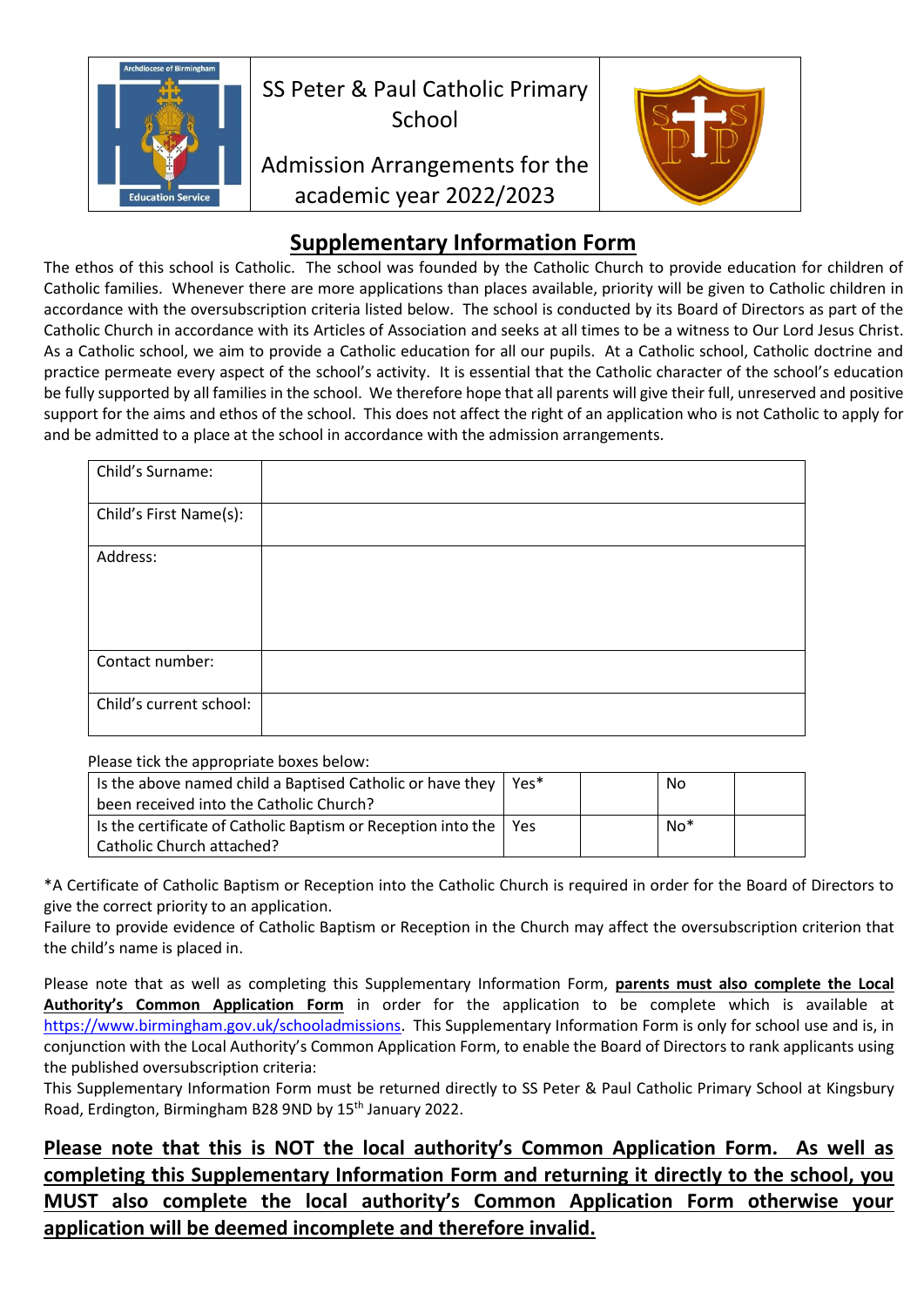| | SS Peter & Paul Catholic Primary School<br><br>Admission Arrangements for the academic year 2022/2023 | |
|---|---|---|

# Supplementary Information Form

The ethos of this school is Catholic. The school was founded by the Catholic Church to provide education for children of Catholic families. Whenever there are more applications than places available, priority will be given to Catholic children in accordance with the oversubscription criteria listed below. The school is conducted by its Board of Directors as part of the Catholic Church in accordance with its Articles of Association and seeks at all times to be a witness to Our Lord Jesus Christ. As a Catholic school, we aim to provide a Catholic education for all our pupils. At a Catholic school, Catholic doctrine and practice permeate every aspect of the school's activity. It is essential that the Catholic character of the school's education be fully supported by all families in the school. We therefore hope that all parents will give their full, unreserved and positive support for the aims and ethos of the school. This does not affect the right of an application who is not Catholic to apply for and be admitted to a place at the school in accordance with the admission arrangements.

| | |
|---|---|
| Child's Surname: | |
| Child's First Name(s): | |
| Address: | |
| Contact number: | |
| Child's current school: | |

Please tick the appropriate boxes below:

| | | | | |
|---|---|---|---|---|
| Is the above named child a Baptised Catholic or have they been received into the Catholic Church? | Yes* | | No | |
| Is the certificate of Catholic Baptism or Reception into the Catholic Church attached? | Yes | | No* | |

*A Certificate of Catholic Baptism or Reception into the Catholic Church is required in order for the Board of Directors to give the correct priority to an application.
Failure to provide evidence of Catholic Baptism or Reception in the Church may affect the oversubscription criterion that the child's name is placed in.

Please note that as well as completing this Supplementary Information Form, **parents must also complete the Local Authority's Common Application Form** in order for the application to be complete which is available at https://www.birmingham.gov.uk/schooladmissions. This Supplementary Information Form is only for school use and is, in conjunction with the Local Authority's Common Application Form, to enable the Board of Directors to rank applicants using the published oversubscription criteria:
This Supplementary Information Form must be returned directly to SS Peter & Paul Catholic Primary School at Kingsbury Road, Erdington, Birmingham B28 9ND by 15th January 2022.

**Please note that this is NOT the local authority's Common Application Form. As well as completing this Supplementary Information Form and returning it directly to the school, you MUST also complete the local authority's Common Application Form otherwise your application will be deemed incomplete and therefore invalid.**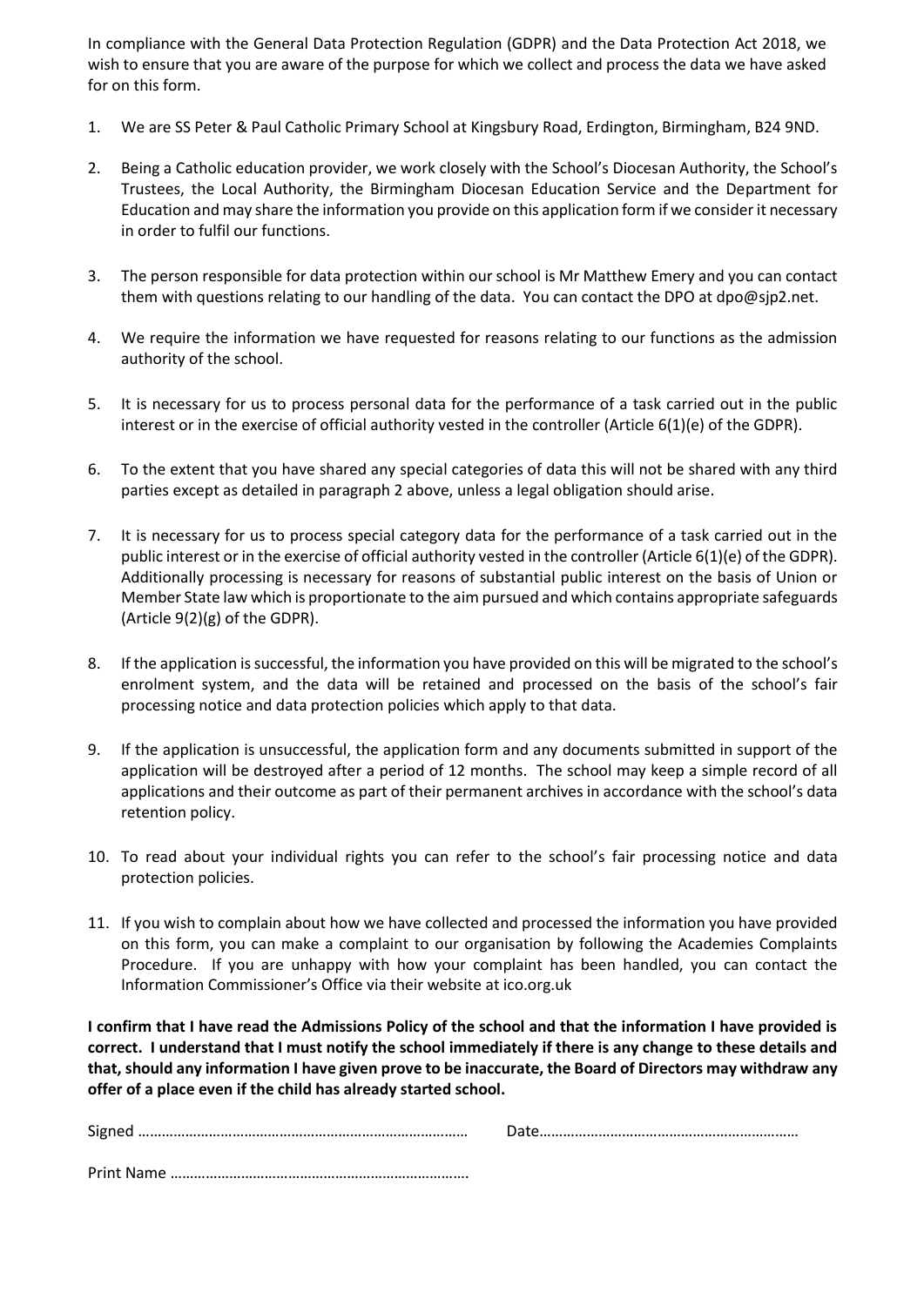In compliance with the General Data Protection Regulation (GDPR) and the Data Protection Act 2018, we wish to ensure that you are aware of the purpose for which we collect and process the data we have asked for on this form.

1. We are SS Peter & Paul Catholic Primary School at Kingsbury Road, Erdington, Birmingham, B24 9ND.
2. Being a Catholic education provider, we work closely with the School's Diocesan Authority, the School's Trustees, the Local Authority, the Birmingham Diocesan Education Service and the Department for Education and may share the information you provide on this application form if we consider it necessary in order to fulfil our functions.
3. The person responsible for data protection within our school is Mr Matthew Emery and you can contact them with questions relating to our handling of the data. You can contact the DPO at dpo@sjp2.net.
4. We require the information we have requested for reasons relating to our functions as the admission authority of the school.
5. It is necessary for us to process personal data for the performance of a task carried out in the public interest or in the exercise of official authority vested in the controller (Article 6(1)(e) of the GDPR).
6. To the extent that you have shared any special categories of data this will not be shared with any third parties except as detailed in paragraph 2 above, unless a legal obligation should arise.
7. It is necessary for us to process special category data for the performance of a task carried out in the public interest or in the exercise of official authority vested in the controller (Article 6(1)(e) of the GDPR). Additionally processing is necessary for reasons of substantial public interest on the basis of Union or Member State law which is proportionate to the aim pursued and which contains appropriate safeguards (Article 9(2)(g) of the GDPR).
8. If the application is successful, the information you have provided on this will be migrated to the school's enrolment system, and the data will be retained and processed on the basis of the school's fair processing notice and data protection policies which apply to that data.
9. If the application is unsuccessful, the application form and any documents submitted in support of the application will be destroyed after a period of 12 months. The school may keep a simple record of all applications and their outcome as part of their permanent archives in accordance with the school's data retention policy.
10. To read about your individual rights you can refer to the school's fair processing notice and data protection policies.
11. If you wish to complain about how we have collected and processed the information you have provided on this form, you can make a complaint to our organisation by following the Academies Complaints Procedure. If you are unhappy with how your complaint has been handled, you can contact the Information Commissioner's Office via their website at ico.org.uk

**I confirm that I have read the Admissions Policy of the school and that the information I have provided is correct. I understand that I must notify the school immediately if there is any change to these details and that, should any information I have given prove to be inaccurate, the Board of Directors may withdraw any offer of a place even if the child has already started school.**

Signed ………………………………………………………………………… Date…………………………………………………………

Print Name ………………………………………………………………….